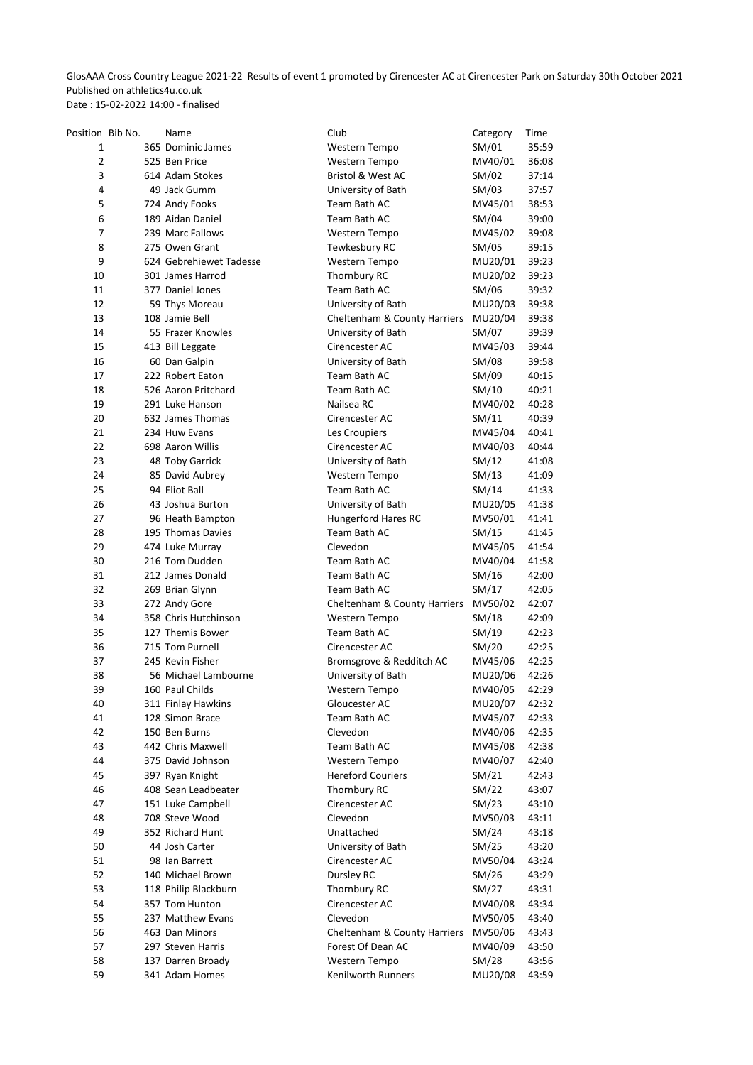GlosAAA Cross Country League 2021-22 Results of event 1 promoted by Cirencester AC at Cirencester Park on Saturday 30th October 2021

Published on athletics4u.co.uk

Date : 15-02-2022 14:00 - finalised

| Position | Bib No. | Name | Club | Category | Time |
|---|---|---|---|---|---|
| 1 | 365 | Dominic James | Western Tempo | SM/01 | 35:59 |
| 2 | 525 | Ben Price | Western Tempo | MV40/01 | 36:08 |
| 3 | 614 | Adam Stokes | Bristol & West AC | SM/02 | 37:14 |
| 4 | 49 | Jack Gumm | University of Bath | SM/03 | 37:57 |
| 5 | 724 | Andy Fooks | Team Bath AC | MV45/01 | 38:53 |
| 6 | 189 | Aidan Daniel | Team Bath AC | SM/04 | 39:00 |
| 7 | 239 | Marc Fallows | Western Tempo | MV45/02 | 39:08 |
| 8 | 275 | Owen Grant | Tewkesbury RC | SM/05 | 39:15 |
| 9 | 624 | Gebrehiewet Tadesse | Western Tempo | MU20/01 | 39:23 |
| 10 | 301 | James Harrod | Thornbury RC | MU20/02 | 39:23 |
| 11 | 377 | Daniel Jones | Team Bath AC | SM/06 | 39:32 |
| 12 | 59 | Thys Moreau | University of Bath | MU20/03 | 39:38 |
| 13 | 108 | Jamie Bell | Cheltenham & County Harriers | MU20/04 | 39:38 |
| 14 | 55 | Frazer Knowles | University of Bath | SM/07 | 39:39 |
| 15 | 413 | Bill Leggate | Cirencester AC | MV45/03 | 39:44 |
| 16 | 60 | Dan Galpin | University of Bath | SM/08 | 39:58 |
| 17 | 222 | Robert Eaton | Team Bath AC | SM/09 | 40:15 |
| 18 | 526 | Aaron Pritchard | Team Bath AC | SM/10 | 40:21 |
| 19 | 291 | Luke Hanson | Nailsea RC | MV40/02 | 40:28 |
| 20 | 632 | James Thomas | Cirencester AC | SM/11 | 40:39 |
| 21 | 234 | Huw Evans | Les Croupiers | MV45/04 | 40:41 |
| 22 | 698 | Aaron Willis | Cirencester AC | MV40/03 | 40:44 |
| 23 | 48 | Toby Garrick | University of Bath | SM/12 | 41:08 |
| 24 | 85 | David Aubrey | Western Tempo | SM/13 | 41:09 |
| 25 | 94 | Eliot Ball | Team Bath AC | SM/14 | 41:33 |
| 26 | 43 | Joshua Burton | University of Bath | MU20/05 | 41:38 |
| 27 | 96 | Heath Bampton | Hungerford Hares RC | MV50/01 | 41:41 |
| 28 | 195 | Thomas Davies | Team Bath AC | SM/15 | 41:45 |
| 29 | 474 | Luke Murray | Clevedon | MV45/05 | 41:54 |
| 30 | 216 | Tom Dudden | Team Bath AC | MV40/04 | 41:58 |
| 31 | 212 | James Donald | Team Bath AC | SM/16 | 42:00 |
| 32 | 269 | Brian Glynn | Team Bath AC | SM/17 | 42:05 |
| 33 | 272 | Andy Gore | Cheltenham & County Harriers | MV50/02 | 42:07 |
| 34 | 358 | Chris Hutchinson | Western Tempo | SM/18 | 42:09 |
| 35 | 127 | Themis Bower | Team Bath AC | SM/19 | 42:23 |
| 36 | 715 | Tom Purnell | Cirencester AC | SM/20 | 42:25 |
| 37 | 245 | Kevin Fisher | Bromsgrove & Redditch AC | MV45/06 | 42:25 |
| 38 | 56 | Michael Lambourne | University of Bath | MU20/06 | 42:26 |
| 39 | 160 | Paul Childs | Western Tempo | MV40/05 | 42:29 |
| 40 | 311 | Finlay Hawkins | Gloucester AC | MU20/07 | 42:32 |
| 41 | 128 | Simon Brace | Team Bath AC | MV45/07 | 42:33 |
| 42 | 150 | Ben Burns | Clevedon | MV40/06 | 42:35 |
| 43 | 442 | Chris Maxwell | Team Bath AC | MV45/08 | 42:38 |
| 44 | 375 | David Johnson | Western Tempo | MV40/07 | 42:40 |
| 45 | 397 | Ryan Knight | Hereford Couriers | SM/21 | 42:43 |
| 46 | 408 | Sean Leadbeater | Thornbury RC | SM/22 | 43:07 |
| 47 | 151 | Luke Campbell | Cirencester AC | SM/23 | 43:10 |
| 48 | 708 | Steve Wood | Clevedon | MV50/03 | 43:11 |
| 49 | 352 | Richard Hunt | Unattached | SM/24 | 43:18 |
| 50 | 44 | Josh Carter | University of Bath | SM/25 | 43:20 |
| 51 | 98 | Ian Barrett | Cirencester AC | MV50/04 | 43:24 |
| 52 | 140 | Michael Brown | Dursley RC | SM/26 | 43:29 |
| 53 | 118 | Philip Blackburn | Thornbury RC | SM/27 | 43:31 |
| 54 | 357 | Tom Hunton | Cirencester AC | MV40/08 | 43:34 |
| 55 | 237 | Matthew Evans | Clevedon | MV50/05 | 43:40 |
| 56 | 463 | Dan Minors | Cheltenham & County Harriers | MV50/06 | 43:43 |
| 57 | 297 | Steven Harris | Forest Of Dean AC | MV40/09 | 43:50 |
| 58 | 137 | Darren Broady | Western Tempo | SM/28 | 43:56 |
| 59 | 341 | Adam Homes | Kenilworth Runners | MU20/08 | 43:59 |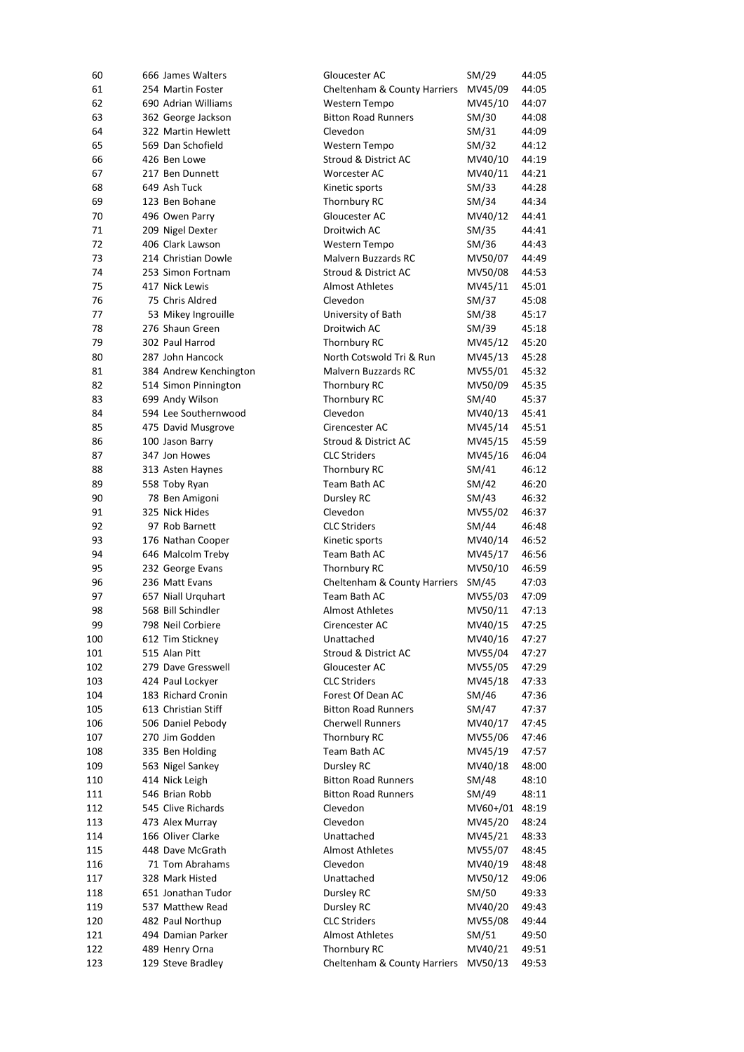| 60 | 666 | James Walters | Gloucester AC | SM/29 | 44:05 |
|---|---|---|---|---|---|
| 61 | 254 | Martin Foster | Cheltenham & County Harriers | MV45/09 | 44:05 |
| 62 | 690 | Adrian Williams | Western Tempo | MV45/10 | 44:07 |
| 63 | 362 | George Jackson | Bitton Road Runners | SM/30 | 44:08 |
| 64 | 322 | Martin Hewlett | Clevedon | SM/31 | 44:09 |
| 65 | 569 | Dan Schofield | Western Tempo | SM/32 | 44:12 |
| 66 | 426 | Ben Lowe | Stroud & District AC | MV40/10 | 44:19 |
| 67 | 217 | Ben Dunnett | Worcester AC | MV40/11 | 44:21 |
| 68 | 649 | Ash Tuck | Kinetic sports | SM/33 | 44:28 |
| 69 | 123 | Ben Bohane | Thornbury RC | SM/34 | 44:34 |
| 70 | 496 | Owen Parry | Gloucester AC | MV40/12 | 44:41 |
| 71 | 209 | Nigel Dexter | Droitwich AC | SM/35 | 44:41 |
| 72 | 406 | Clark Lawson | Western Tempo | SM/36 | 44:43 |
| 73 | 214 | Christian Dowle | Malvern Buzzards RC | MV50/07 | 44:49 |
| 74 | 253 | Simon Fortnam | Stroud & District AC | MV50/08 | 44:53 |
| 75 | 417 | Nick Lewis | Almost Athletes | MV45/11 | 45:01 |
| 76 | 75 | Chris Aldred | Clevedon | SM/37 | 45:08 |
| 77 | 53 | Mikey Ingrouille | University of Bath | SM/38 | 45:17 |
| 78 | 276 | Shaun Green | Droitwich AC | SM/39 | 45:18 |
| 79 | 302 | Paul Harrod | Thornbury RC | MV45/12 | 45:20 |
| 80 | 287 | John Hancock | North Cotswold Tri & Run | MV45/13 | 45:28 |
| 81 | 384 | Andrew Kenchington | Malvern Buzzards RC | MV55/01 | 45:32 |
| 82 | 514 | Simon Pinnington | Thornbury RC | MV50/09 | 45:35 |
| 83 | 699 | Andy Wilson | Thornbury RC | SM/40 | 45:37 |
| 84 | 594 | Lee Southernwood | Clevedon | MV40/13 | 45:41 |
| 85 | 475 | David Musgrove | Cirencester AC | MV45/14 | 45:51 |
| 86 | 100 | Jason Barry | Stroud & District AC | MV45/15 | 45:59 |
| 87 | 347 | Jon Howes | CLC Striders | MV45/16 | 46:04 |
| 88 | 313 | Asten Haynes | Thornbury RC | SM/41 | 46:12 |
| 89 | 558 | Toby Ryan | Team Bath AC | SM/42 | 46:20 |
| 90 | 78 | Ben Amigoni | Dursley RC | SM/43 | 46:32 |
| 91 | 325 | Nick Hides | Clevedon | MV55/02 | 46:37 |
| 92 | 97 | Rob Barnett | CLC Striders | SM/44 | 46:48 |
| 93 | 176 | Nathan Cooper | Kinetic sports | MV40/14 | 46:52 |
| 94 | 646 | Malcolm Treby | Team Bath AC | MV45/17 | 46:56 |
| 95 | 232 | George Evans | Thornbury RC | MV50/10 | 46:59 |
| 96 | 236 | Matt Evans | Cheltenham & County Harriers | SM/45 | 47:03 |
| 97 | 657 | Niall Urquhart | Team Bath AC | MV55/03 | 47:09 |
| 98 | 568 | Bill Schindler | Almost Athletes | MV50/11 | 47:13 |
| 99 | 798 | Neil Corbiere | Cirencester AC | MV40/15 | 47:25 |
| 100 | 612 | Tim Stickney | Unattached | MV40/16 | 47:27 |
| 101 | 515 | Alan Pitt | Stroud & District AC | MV55/04 | 47:27 |
| 102 | 279 | Dave Gresswell | Gloucester AC | MV55/05 | 47:29 |
| 103 | 424 | Paul Lockyer | CLC Striders | MV45/18 | 47:33 |
| 104 | 183 | Richard Cronin | Forest Of Dean AC | SM/46 | 47:36 |
| 105 | 613 | Christian Stiff | Bitton Road Runners | SM/47 | 47:37 |
| 106 | 506 | Daniel Pebody | Cherwell Runners | MV40/17 | 47:45 |
| 107 | 270 | Jim Godden | Thornbury RC | MV55/06 | 47:46 |
| 108 | 335 | Ben Holding | Team Bath AC | MV45/19 | 47:57 |
| 109 | 563 | Nigel Sankey | Dursley RC | MV40/18 | 48:00 |
| 110 | 414 | Nick Leigh | Bitton Road Runners | SM/48 | 48:10 |
| 111 | 546 | Brian Robb | Bitton Road Runners | SM/49 | 48:11 |
| 112 | 545 | Clive Richards | Clevedon | MV60+/01 | 48:19 |
| 113 | 473 | Alex Murray | Clevedon | MV45/20 | 48:24 |
| 114 | 166 | Oliver Clarke | Unattached | MV45/21 | 48:33 |
| 115 | 448 | Dave McGrath | Almost Athletes | MV55/07 | 48:45 |
| 116 | 71 | Tom Abrahams | Clevedon | MV40/19 | 48:48 |
| 117 | 328 | Mark Histed | Unattached | MV50/12 | 49:06 |
| 118 | 651 | Jonathan Tudor | Dursley RC | SM/50 | 49:33 |
| 119 | 537 | Matthew Read | Dursley RC | MV40/20 | 49:43 |
| 120 | 482 | Paul Northup | CLC Striders | MV55/08 | 49:44 |
| 121 | 494 | Damian Parker | Almost Athletes | SM/51 | 49:50 |
| 122 | 489 | Henry Orna | Thornbury RC | MV40/21 | 49:51 |
| 123 | 129 | Steve Bradley | Cheltenham & County Harriers | MV50/13 | 49:53 |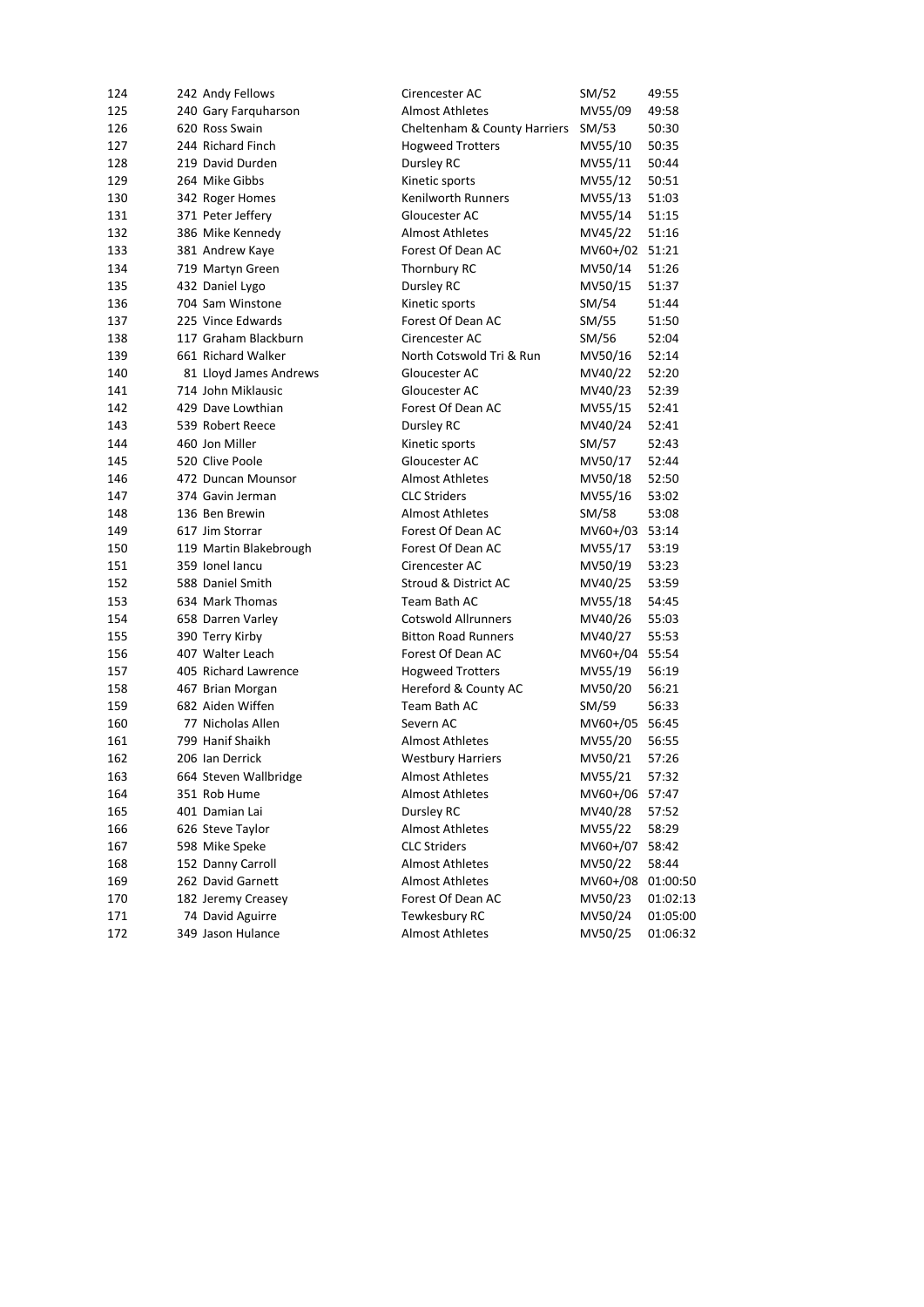| | | | | | |
|---|---|---|---|---|---|
| 124 | 242 | Andy Fellows | Cirencester AC | SM/52 | 49:55 |
| 125 | 240 | Gary Farquharson | Almost Athletes | MV55/09 | 49:58 |
| 126 | 620 | Ross Swain | Cheltenham & County Harriers | SM/53 | 50:30 |
| 127 | 244 | Richard Finch | Hogweed Trotters | MV55/10 | 50:35 |
| 128 | 219 | David Durden | Dursley RC | MV55/11 | 50:44 |
| 129 | 264 | Mike Gibbs | Kinetic sports | MV55/12 | 50:51 |
| 130 | 342 | Roger Homes | Kenilworth Runners | MV55/13 | 51:03 |
| 131 | 371 | Peter Jeffery | Gloucester AC | MV55/14 | 51:15 |
| 132 | 386 | Mike Kennedy | Almost Athletes | MV45/22 | 51:16 |
| 133 | 381 | Andrew Kaye | Forest Of Dean AC | MV60+/02 | 51:21 |
| 134 | 719 | Martyn Green | Thornbury RC | MV50/14 | 51:26 |
| 135 | 432 | Daniel Lygo | Dursley RC | MV50/15 | 51:37 |
| 136 | 704 | Sam Winstone | Kinetic sports | SM/54 | 51:44 |
| 137 | 225 | Vince Edwards | Forest Of Dean AC | SM/55 | 51:50 |
| 138 | 117 | Graham Blackburn | Cirencester AC | SM/56 | 52:04 |
| 139 | 661 | Richard Walker | North Cotswold Tri & Run | MV50/16 | 52:14 |
| 140 | 81 | Lloyd James Andrews | Gloucester AC | MV40/22 | 52:20 |
| 141 | 714 | John Miklausic | Gloucester AC | MV40/23 | 52:39 |
| 142 | 429 | Dave Lowthian | Forest Of Dean AC | MV55/15 | 52:41 |
| 143 | 539 | Robert Reece | Dursley RC | MV40/24 | 52:41 |
| 144 | 460 | Jon Miller | Kinetic sports | SM/57 | 52:43 |
| 145 | 520 | Clive Poole | Gloucester AC | MV50/17 | 52:44 |
| 146 | 472 | Duncan Mounsor | Almost Athletes | MV50/18 | 52:50 |
| 147 | 374 | Gavin Jerman | CLC Striders | MV55/16 | 53:02 |
| 148 | 136 | Ben Brewin | Almost Athletes | SM/58 | 53:08 |
| 149 | 617 | Jim Storrar | Forest Of Dean AC | MV60+/03 | 53:14 |
| 150 | 119 | Martin Blakebrough | Forest Of Dean AC | MV55/17 | 53:19 |
| 151 | 359 | Ionel Iancu | Cirencester AC | MV50/19 | 53:23 |
| 152 | 588 | Daniel Smith | Stroud & District AC | MV40/25 | 53:59 |
| 153 | 634 | Mark Thomas | Team Bath AC | MV55/18 | 54:45 |
| 154 | 658 | Darren Varley | Cotswold Allrunners | MV40/26 | 55:03 |
| 155 | 390 | Terry Kirby | Bitton Road Runners | MV40/27 | 55:53 |
| 156 | 407 | Walter Leach | Forest Of Dean AC | MV60+/04 | 55:54 |
| 157 | 405 | Richard Lawrence | Hogweed Trotters | MV55/19 | 56:19 |
| 158 | 467 | Brian Morgan | Hereford & County AC | MV50/20 | 56:21 |
| 159 | 682 | Aiden Wiffen | Team Bath AC | SM/59 | 56:33 |
| 160 | 77 | Nicholas Allen | Severn AC | MV60+/05 | 56:45 |
| 161 | 799 | Hanif Shaikh | Almost Athletes | MV55/20 | 56:55 |
| 162 | 206 | Ian Derrick | Westbury Harriers | MV50/21 | 57:26 |
| 163 | 664 | Steven Wallbridge | Almost Athletes | MV55/21 | 57:32 |
| 164 | 351 | Rob Hume | Almost Athletes | MV60+/06 | 57:47 |
| 165 | 401 | Damian Lai | Dursley RC | MV40/28 | 57:52 |
| 166 | 626 | Steve Taylor | Almost Athletes | MV55/22 | 58:29 |
| 167 | 598 | Mike Speke | CLC Striders | MV60+/07 | 58:42 |
| 168 | 152 | Danny Carroll | Almost Athletes | MV50/22 | 58:44 |
| 169 | 262 | David Garnett | Almost Athletes | MV60+/08 | 01:00:50 |
| 170 | 182 | Jeremy Creasey | Forest Of Dean AC | MV50/23 | 01:02:13 |
| 171 | 74 | David Aguirre | Tewkesbury RC | MV50/24 | 01:05:00 |
| 172 | 349 | Jason Hulance | Almost Athletes | MV50/25 | 01:06:32 |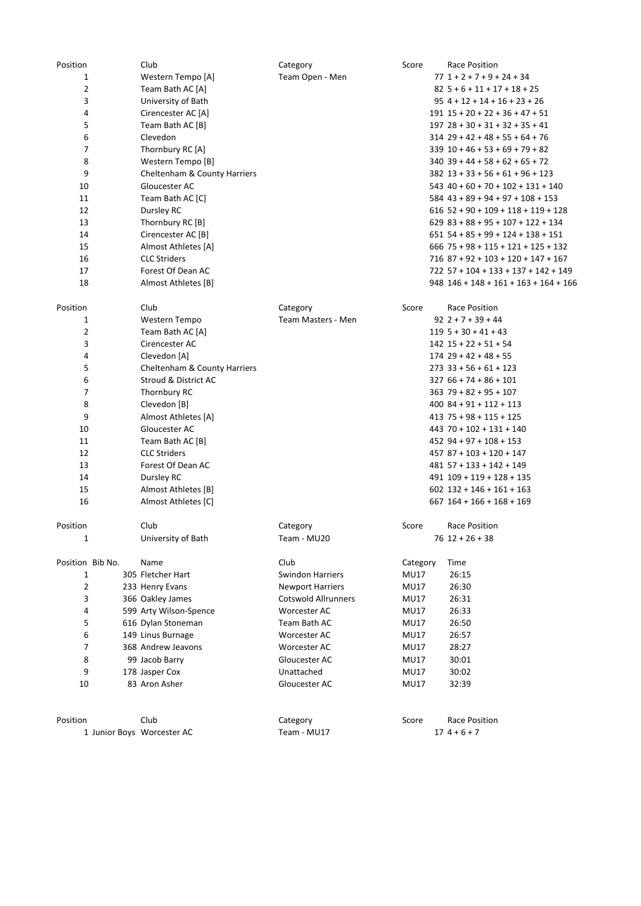| Position | Club | Category | Score | Race Position |
|---|---|---|---|---|
| 1 | Western Tempo [A] | Team Open - Men | 77 | 1 + 2 + 7 + 9 + 24 + 34 |
| 2 | Team Bath AC [A] | | 82 | 5 + 6 + 11 + 17 + 18 + 25 |
| 3 | University of Bath | | 95 | 4 + 12 + 14 + 16 + 23 + 26 |
| 4 | Cirencester AC [A] | | 191 | 15 + 20 + 22 + 36 + 47 + 51 |
| 5 | Team Bath AC [B] | | 197 | 28 + 30 + 31 + 32 + 35 + 41 |
| 6 | Clevedon | | 314 | 29 + 42 + 48 + 55 + 64 + 76 |
| 7 | Thornbury RC [A] | | 339 | 10 + 46 + 53 + 69 + 79 + 82 |
| 8 | Western Tempo [B] | | 340 | 39 + 44 + 58 + 62 + 65 + 72 |
| 9 | Cheltenham & County Harriers | | 382 | 13 + 33 + 56 + 61 + 96 + 123 |
| 10 | Gloucester AC | | 543 | 40 + 60 + 70 + 102 + 131 + 140 |
| 11 | Team Bath AC [C] | | 584 | 43 + 89 + 94 + 97 + 108 + 153 |
| 12 | Dursley RC | | 616 | 52 + 90 + 109 + 118 + 119 + 128 |
| 13 | Thornbury RC [B] | | 629 | 83 + 88 + 95 + 107 + 122 + 134 |
| 14 | Cirencester AC [B] | | 651 | 54 + 85 + 99 + 124 + 138 + 151 |
| 15 | Almost Athletes [A] | | 666 | 75 + 98 + 115 + 121 + 125 + 132 |
| 16 | CLC Striders | | 716 | 87 + 92 + 103 + 120 + 147 + 167 |
| 17 | Forest Of Dean AC | | 722 | 57 + 104 + 133 + 137 + 142 + 149 |
| 18 | Almost Athletes [B] | | 948 | 146 + 148 + 161 + 163 + 164 + 166 |

| Position | Club | Category | Score | Race Position |
|---|---|---|---|---|
| 1 | Western Tempo | Team Masters - Men | 92 | 2 + 7 + 39 + 44 |
| 2 | Team Bath AC [A] | | 119 | 5 + 30 + 41 + 43 |
| 3 | Cirencester AC | | 142 | 15 + 22 + 51 + 54 |
| 4 | Clevedon [A] | | 174 | 29 + 42 + 48 + 55 |
| 5 | Cheltenham & County Harriers | | 273 | 33 + 56 + 61 + 123 |
| 6 | Stroud & District AC | | 327 | 66 + 74 + 86 + 101 |
| 7 | Thornbury RC | | 363 | 79 + 82 + 95 + 107 |
| 8 | Clevedon [B] | | 400 | 84 + 91 + 112 + 113 |
| 9 | Almost Athletes [A] | | 413 | 75 + 98 + 115 + 125 |
| 10 | Gloucester AC | | 443 | 70 + 102 + 131 + 140 |
| 11 | Team Bath AC [B] | | 452 | 94 + 97 + 108 + 153 |
| 12 | CLC Striders | | 457 | 87 + 103 + 120 + 147 |
| 13 | Forest Of Dean AC | | 481 | 57 + 133 + 142 + 149 |
| 14 | Dursley RC | | 491 | 109 + 119 + 128 + 135 |
| 15 | Almost Athletes [B] | | 602 | 132 + 146 + 161 + 163 |
| 16 | Almost Athletes [C] | | 667 | 164 + 166 + 168 + 169 |

| Position | Club | Category | Score | Race Position |
|---|---|---|---|---|
| 1 | University of Bath | Team - MU20 | 76 | 12 + 26 + 38 |

| Position | Bib No. | Name | Club | Category | Time |
|---|---|---|---|---|---|
| 1 | 305 | Fletcher Hart | Swindon Harriers | MU17 | 26:15 |
| 2 | 233 | Henry Evans | Newport Harriers | MU17 | 26:30 |
| 3 | 366 | Oakley James | Cotswold Allrunners | MU17 | 26:31 |
| 4 | 599 | Arty Wilson-Spence | Worcester AC | MU17 | 26:33 |
| 5 | 616 | Dylan Stoneman | Team Bath AC | MU17 | 26:50 |
| 6 | 149 | Linus Burnage | Worcester AC | MU17 | 26:57 |
| 7 | 368 | Andrew Jeavons | Worcester AC | MU17 | 28:27 |
| 8 | 99 | Jacob Barry | Gloucester AC | MU17 | 30:01 |
| 9 | 178 | Jasper Cox | Unattached | MU17 | 30:02 |
| 10 | 83 | Aron Asher | Gloucester AC | MU17 | 32:39 |

| Position | Club | Category | Score | Race Position |
|---|---|---|---|---|
| 1 Junior Boys | Worcester AC | Team - MU17 | 17 | 4 + 6 + 7 |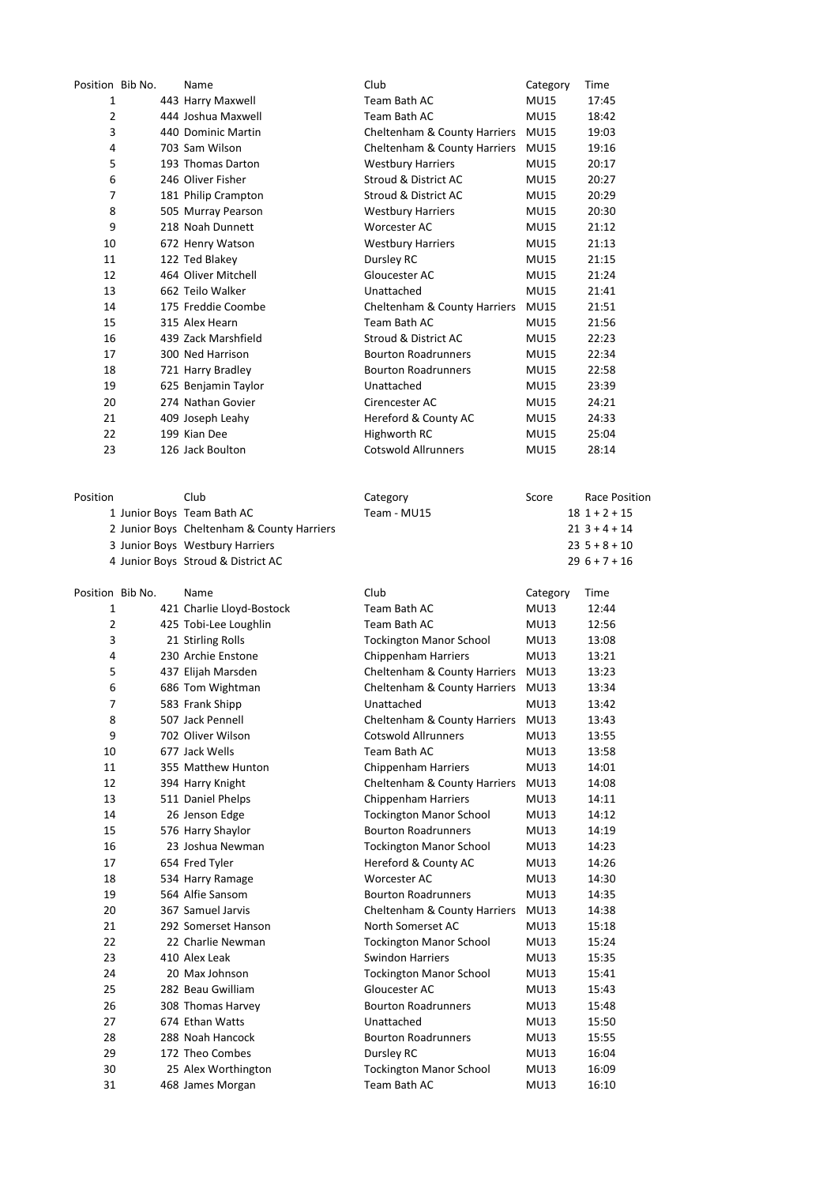| Position | Bib No. | Name | Club | Category | Time |
|---|---|---|---|---|---|
| 1 | 443 | Harry Maxwell | Team Bath AC | MU15 | 17:45 |
| 2 | 444 | Joshua Maxwell | Team Bath AC | MU15 | 18:42 |
| 3 | 440 | Dominic Martin | Cheltenham & County Harriers | MU15 | 19:03 |
| 4 | 703 | Sam Wilson | Cheltenham & County Harriers | MU15 | 19:16 |
| 5 | 193 | Thomas Darton | Westbury Harriers | MU15 | 20:17 |
| 6 | 246 | Oliver Fisher | Stroud & District AC | MU15 | 20:27 |
| 7 | 181 | Philip Crampton | Stroud & District AC | MU15 | 20:29 |
| 8 | 505 | Murray Pearson | Westbury Harriers | MU15 | 20:30 |
| 9 | 218 | Noah Dunnett | Worcester AC | MU15 | 21:12 |
| 10 | 672 | Henry Watson | Westbury Harriers | MU15 | 21:13 |
| 11 | 122 | Ted Blakey | Dursley RC | MU15 | 21:15 |
| 12 | 464 | Oliver Mitchell | Gloucester AC | MU15 | 21:24 |
| 13 | 662 | Teilo Walker | Unattached | MU15 | 21:41 |
| 14 | 175 | Freddie Coombe | Cheltenham & County Harriers | MU15 | 21:51 |
| 15 | 315 | Alex Hearn | Team Bath AC | MU15 | 21:56 |
| 16 | 439 | Zack Marshfield | Stroud & District AC | MU15 | 22:23 |
| 17 | 300 | Ned Harrison | Bourton Roadrunners | MU15 | 22:34 |
| 18 | 721 | Harry Bradley | Bourton Roadrunners | MU15 | 22:58 |
| 19 | 625 | Benjamin Taylor | Unattached | MU15 | 23:39 |
| 20 | 274 | Nathan Govier | Cirencester AC | MU15 | 24:21 |
| 21 | 409 | Joseph Leahy | Hereford & County AC | MU15 | 24:33 |
| 22 | 199 | Kian Dee | Highworth RC | MU15 | 25:04 |
| 23 | 126 | Jack Boulton | Cotswold Allrunners | MU15 | 28:14 |

| Position | | Club | Category | Score | Race Position |
|---|---|---|---|---|---|
| 1 | Junior Boys | Team Bath AC | Team - MU15 | 18 | 1 + 2 + 15 |
| 2 | Junior Boys | Cheltenham & County Harriers | | 21 | 3 + 4 + 14 |
| 3 | Junior Boys | Westbury Harriers | | 23 | 5 + 8 + 10 |
| 4 | Junior Boys | Stroud & District AC | | 29 | 6 + 7 + 16 |

| Position | Bib No. | Name | Club | Category | Time |
|---|---|---|---|---|---|
| 1 | 421 | Charlie Lloyd-Bostock | Team Bath AC | MU13 | 12:44 |
| 2 | 425 | Tobi-Lee Loughlin | Team Bath AC | MU13 | 12:56 |
| 3 | 21 | Stirling Rolls | Tockington Manor School | MU13 | 13:08 |
| 4 | 230 | Archie Enstone | Chippenham Harriers | MU13 | 13:21 |
| 5 | 437 | Elijah Marsden | Cheltenham & County Harriers | MU13 | 13:23 |
| 6 | 686 | Tom Wightman | Cheltenham & County Harriers | MU13 | 13:34 |
| 7 | 583 | Frank Shipp | Unattached | MU13 | 13:42 |
| 8 | 507 | Jack Pennell | Cheltenham & County Harriers | MU13 | 13:43 |
| 9 | 702 | Oliver Wilson | Cotswold Allrunners | MU13 | 13:55 |
| 10 | 677 | Jack Wells | Team Bath AC | MU13 | 13:58 |
| 11 | 355 | Matthew Hunton | Chippenham Harriers | MU13 | 14:01 |
| 12 | 394 | Harry Knight | Cheltenham & County Harriers | MU13 | 14:08 |
| 13 | 511 | Daniel Phelps | Chippenham Harriers | MU13 | 14:11 |
| 14 | 26 | Jenson Edge | Tockington Manor School | MU13 | 14:12 |
| 15 | 576 | Harry Shaylor | Bourton Roadrunners | MU13 | 14:19 |
| 16 | 23 | Joshua Newman | Tockington Manor School | MU13 | 14:23 |
| 17 | 654 | Fred Tyler | Hereford & County AC | MU13 | 14:26 |
| 18 | 534 | Harry Ramage | Worcester AC | MU13 | 14:30 |
| 19 | 564 | Alfie Sansom | Bourton Roadrunners | MU13 | 14:35 |
| 20 | 367 | Samuel Jarvis | Cheltenham & County Harriers | MU13 | 14:38 |
| 21 | 292 | Somerset Hanson | North Somerset AC | MU13 | 15:18 |
| 22 | 22 | Charlie Newman | Tockington Manor School | MU13 | 15:24 |
| 23 | 410 | Alex Leak | Swindon Harriers | MU13 | 15:35 |
| 24 | 20 | Max Johnson | Tockington Manor School | MU13 | 15:41 |
| 25 | 282 | Beau Gwilliam | Gloucester AC | MU13 | 15:43 |
| 26 | 308 | Thomas Harvey | Bourton Roadrunners | MU13 | 15:48 |
| 27 | 674 | Ethan Watts | Unattached | MU13 | 15:50 |
| 28 | 288 | Noah Hancock | Bourton Roadrunners | MU13 | 15:55 |
| 29 | 172 | Theo Combes | Dursley RC | MU13 | 16:04 |
| 30 | 25 | Alex Worthington | Tockington Manor School | MU13 | 16:09 |
| 31 | 468 | James Morgan | Team Bath AC | MU13 | 16:10 |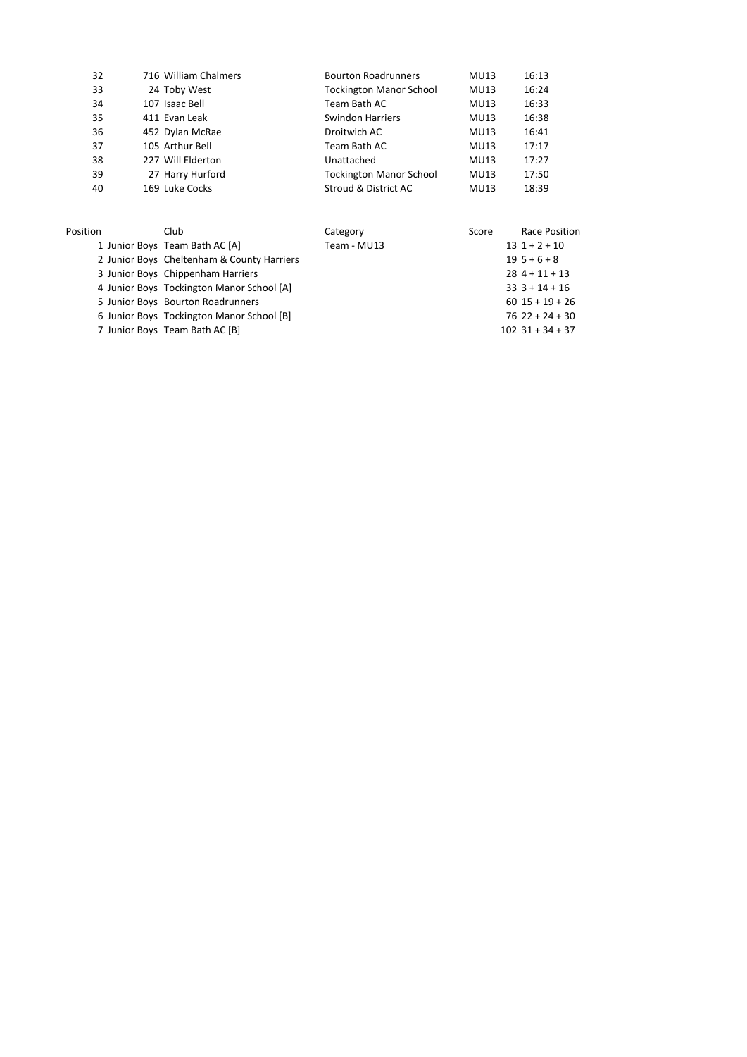| | | | | |
|---|---|---|---|---|
| 32 | 716 William Chalmers | Bourton Roadrunners | MU13 | 16:13 |
| 33 | 24 Toby West | Tockington Manor School | MU13 | 16:24 |
| 34 | 107 Isaac Bell | Team Bath AC | MU13 | 16:33 |
| 35 | 411 Evan Leak | Swindon Harriers | MU13 | 16:38 |
| 36 | 452 Dylan McRae | Droitwich AC | MU13 | 16:41 |
| 37 | 105 Arthur Bell | Team Bath AC | MU13 | 17:17 |
| 38 | 227 Will Elderton | Unattached | MU13 | 17:27 |
| 39 | 27 Harry Hurford | Tockington Manor School | MU13 | 17:50 |
| 40 | 169 Luke Cocks | Stroud & District AC | MU13 | 18:39 |

| Position | Club | Category | Score | Race Position |
|---|---|---|---|---|
| 1 Junior Boys | Team Bath AC [A] | Team - MU13 | 13 | 1 + 2 + 10 |
| 2 Junior Boys | Cheltenham & County Harriers | | 19 | 5 + 6 + 8 |
| 3 Junior Boys | Chippenham Harriers | | 28 | 4 + 11 + 13 |
| 4 Junior Boys | Tockington Manor School [A] | | 33 | 3 + 14 + 16 |
| 5 Junior Boys | Bourton Roadrunners | | 60 | 15 + 19 + 26 |
| 6 Junior Boys | Tockington Manor School [B] | | 76 | 22 + 24 + 30 |
| 7 Junior Boys | Team Bath AC [B] | | 102 | 31 + 34 + 37 |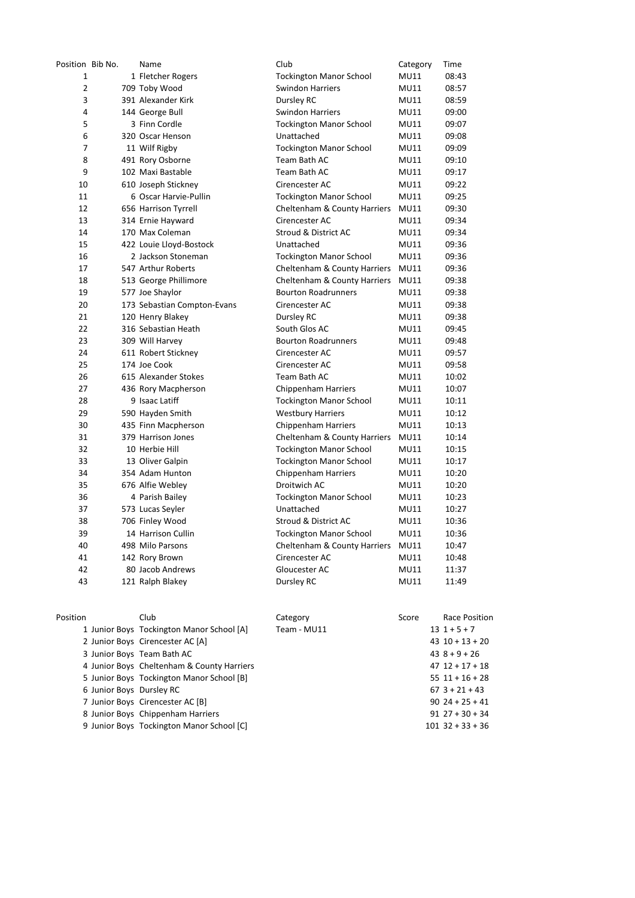| Position | Bib No. | Name | Club | Category | Time |
|---|---|---|---|---|---|
| 1 | 1 | Fletcher Rogers | Tockington Manor School | MU11 | 08:43 |
| 2 | 709 | Toby Wood | Swindon Harriers | MU11 | 08:57 |
| 3 | 391 | Alexander Kirk | Dursley RC | MU11 | 08:59 |
| 4 | 144 | George Bull | Swindon Harriers | MU11 | 09:00 |
| 5 | 3 | Finn Cordle | Tockington Manor School | MU11 | 09:07 |
| 6 | 320 | Oscar Henson | Unattached | MU11 | 09:08 |
| 7 | 11 | Wilf Rigby | Tockington Manor School | MU11 | 09:09 |
| 8 | 491 | Rory Osborne | Team Bath AC | MU11 | 09:10 |
| 9 | 102 | Maxi Bastable | Team Bath AC | MU11 | 09:17 |
| 10 | 610 | Joseph Stickney | Cirencester AC | MU11 | 09:22 |
| 11 | 6 | Oscar Harvie-Pullin | Tockington Manor School | MU11 | 09:25 |
| 12 | 656 | Harrison Tyrrell | Cheltenham & County Harriers | MU11 | 09:30 |
| 13 | 314 | Ernie Hayward | Cirencester AC | MU11 | 09:34 |
| 14 | 170 | Max Coleman | Stroud & District AC | MU11 | 09:34 |
| 15 | 422 | Louie Lloyd-Bostock | Unattached | MU11 | 09:36 |
| 16 | 2 | Jackson Stoneman | Tockington Manor School | MU11 | 09:36 |
| 17 | 547 | Arthur Roberts | Cheltenham & County Harriers | MU11 | 09:36 |
| 18 | 513 | George Phillimore | Cheltenham & County Harriers | MU11 | 09:38 |
| 19 | 577 | Joe Shaylor | Bourton Roadrunners | MU11 | 09:38 |
| 20 | 173 | Sebastian Compton-Evans | Cirencester AC | MU11 | 09:38 |
| 21 | 120 | Henry Blakey | Dursley RC | MU11 | 09:38 |
| 22 | 316 | Sebastian Heath | South Glos AC | MU11 | 09:45 |
| 23 | 309 | Will Harvey | Bourton Roadrunners | MU11 | 09:48 |
| 24 | 611 | Robert Stickney | Cirencester AC | MU11 | 09:57 |
| 25 | 174 | Joe Cook | Cirencester AC | MU11 | 09:58 |
| 26 | 615 | Alexander Stokes | Team Bath AC | MU11 | 10:02 |
| 27 | 436 | Rory Macpherson | Chippenham Harriers | MU11 | 10:07 |
| 28 | 9 | Isaac Latiff | Tockington Manor School | MU11 | 10:11 |
| 29 | 590 | Hayden Smith | Westbury Harriers | MU11 | 10:12 |
| 30 | 435 | Finn Macpherson | Chippenham Harriers | MU11 | 10:13 |
| 31 | 379 | Harrison Jones | Cheltenham & County Harriers | MU11 | 10:14 |
| 32 | 10 | Herbie Hill | Tockington Manor School | MU11 | 10:15 |
| 33 | 13 | Oliver Galpin | Tockington Manor School | MU11 | 10:17 |
| 34 | 354 | Adam Hunton | Chippenham Harriers | MU11 | 10:20 |
| 35 | 676 | Alfie Webley | Droitwich AC | MU11 | 10:20 |
| 36 | 4 | Parish Bailey | Tockington Manor School | MU11 | 10:23 |
| 37 | 573 | Lucas Seyler | Unattached | MU11 | 10:27 |
| 38 | 706 | Finley Wood | Stroud & District AC | MU11 | 10:36 |
| 39 | 14 | Harrison Cullin | Tockington Manor School | MU11 | 10:36 |
| 40 | 498 | Milo Parsons | Cheltenham & County Harriers | MU11 | 10:47 |
| 41 | 142 | Rory Brown | Cirencester AC | MU11 | 10:48 |
| 42 | 80 | Jacob Andrews | Gloucester AC | MU11 | 11:37 |
| 43 | 121 | Ralph Blakey | Dursley RC | MU11 | 11:49 |

| Position | | Club | Category | Score | Race Position |
|---|---|---|---|---|---|
| 1 | Junior Boys | Tockington Manor School [A] | Team - MU11 | 13 | 1 + 5 + 7 |
| 2 | Junior Boys | Cirencester AC [A] | | 43 | 10 + 13 + 20 |
| 3 | Junior Boys | Team Bath AC | | 43 | 8 + 9 + 26 |
| 4 | Junior Boys | Cheltenham & County Harriers | | 47 | 12 + 17 + 18 |
| 5 | Junior Boys | Tockington Manor School [B] | | 55 | 11 + 16 + 28 |
| 6 | Junior Boys | Dursley RC | | 67 | 3 + 21 + 43 |
| 7 | Junior Boys | Cirencester AC [B] | | 90 | 24 + 25 + 41 |
| 8 | Junior Boys | Chippenham Harriers | | 91 | 27 + 30 + 34 |
| 9 | Junior Boys | Tockington Manor School [C] | | 101 | 32 + 33 + 36 |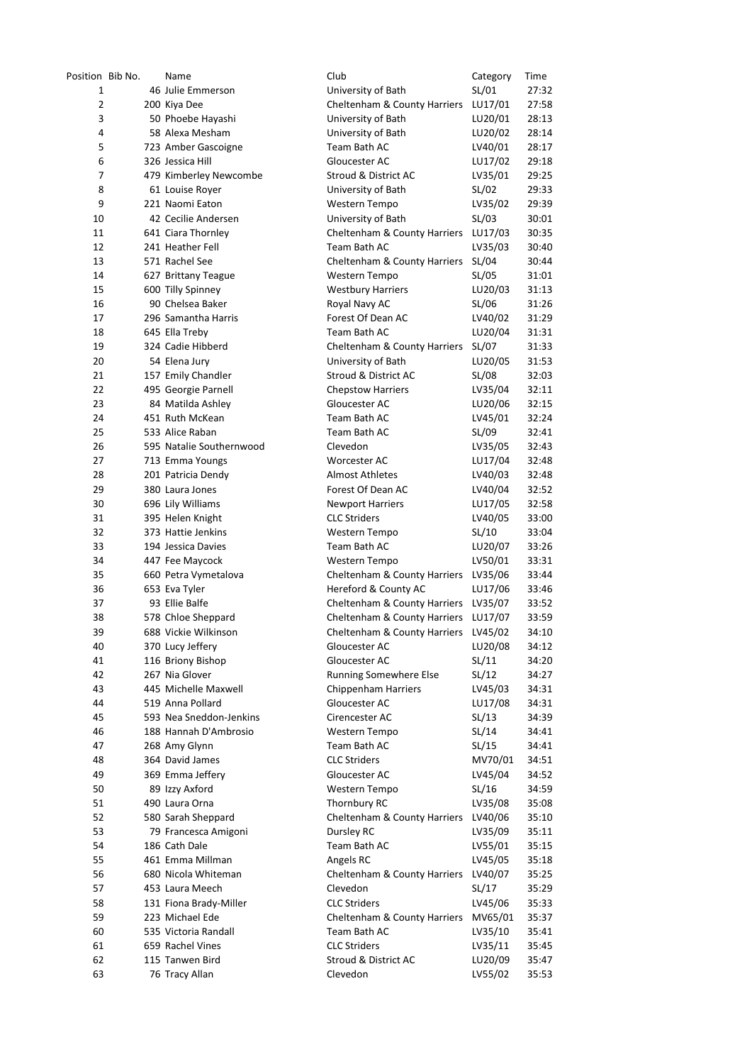| Position | Bib No. | Name | Club | Category | Time |
|---|---|---|---|---|---|
| 1 | 46 | Julie Emmerson | University of Bath | SL/01 | 27:32 |
| 2 | 200 | Kiya Dee | Cheltenham & County Harriers | LU17/01 | 27:58 |
| 3 | 50 | Phoebe Hayashi | University of Bath | LU20/01 | 28:13 |
| 4 | 58 | Alexa Mesham | University of Bath | LU20/02 | 28:14 |
| 5 | 723 | Amber Gascoigne | Team Bath AC | LV40/01 | 28:17 |
| 6 | 326 | Jessica Hill | Gloucester AC | LU17/02 | 29:18 |
| 7 | 479 | Kimberley Newcombe | Stroud & District AC | LV35/01 | 29:25 |
| 8 | 61 | Louise Royer | University of Bath | SL/02 | 29:33 |
| 9 | 221 | Naomi Eaton | Western Tempo | LV35/02 | 29:39 |
| 10 | 42 | Cecilie Andersen | University of Bath | SL/03 | 30:01 |
| 11 | 641 | Ciara Thornley | Cheltenham & County Harriers | LU17/03 | 30:35 |
| 12 | 241 | Heather Fell | Team Bath AC | LV35/03 | 30:40 |
| 13 | 571 | Rachel See | Cheltenham & County Harriers | SL/04 | 30:44 |
| 14 | 627 | Brittany Teague | Western Tempo | SL/05 | 31:01 |
| 15 | 600 | Tilly Spinney | Westbury Harriers | LU20/03 | 31:13 |
| 16 | 90 | Chelsea Baker | Royal Navy AC | SL/06 | 31:26 |
| 17 | 296 | Samantha Harris | Forest Of Dean AC | LV40/02 | 31:29 |
| 18 | 645 | Ella Treby | Team Bath AC | LU20/04 | 31:31 |
| 19 | 324 | Cadie Hibberd | Cheltenham & County Harriers | SL/07 | 31:33 |
| 20 | 54 | Elena Jury | University of Bath | LU20/05 | 31:53 |
| 21 | 157 | Emily Chandler | Stroud & District AC | SL/08 | 32:03 |
| 22 | 495 | Georgie Parnell | Chepstow Harriers | LV35/04 | 32:11 |
| 23 | 84 | Matilda Ashley | Gloucester AC | LU20/06 | 32:15 |
| 24 | 451 | Ruth McKean | Team Bath AC | LV45/01 | 32:24 |
| 25 | 533 | Alice Raban | Team Bath AC | SL/09 | 32:41 |
| 26 | 595 | Natalie Southernwood | Clevedon | LV35/05 | 32:43 |
| 27 | 713 | Emma Youngs | Worcester AC | LU17/04 | 32:48 |
| 28 | 201 | Patricia Dendy | Almost Athletes | LV40/03 | 32:48 |
| 29 | 380 | Laura Jones | Forest Of Dean AC | LV40/04 | 32:52 |
| 30 | 696 | Lily Williams | Newport Harriers | LU17/05 | 32:58 |
| 31 | 395 | Helen Knight | CLC Striders | LV40/05 | 33:00 |
| 32 | 373 | Hattie Jenkins | Western Tempo | SL/10 | 33:04 |
| 33 | 194 | Jessica Davies | Team Bath AC | LU20/07 | 33:26 |
| 34 | 447 | Fee Maycock | Western Tempo | LV50/01 | 33:31 |
| 35 | 660 | Petra Vymetalova | Cheltenham & County Harriers | LV35/06 | 33:44 |
| 36 | 653 | Eva Tyler | Hereford & County AC | LU17/06 | 33:46 |
| 37 | 93 | Ellie Balfe | Cheltenham & County Harriers | LV35/07 | 33:52 |
| 38 | 578 | Chloe Sheppard | Cheltenham & County Harriers | LU17/07 | 33:59 |
| 39 | 688 | Vickie Wilkinson | Cheltenham & County Harriers | LV45/02 | 34:10 |
| 40 | 370 | Lucy Jeffery | Gloucester AC | LU20/08 | 34:12 |
| 41 | 116 | Briony Bishop | Gloucester AC | SL/11 | 34:20 |
| 42 | 267 | Nia Glover | Running Somewhere Else | SL/12 | 34:27 |
| 43 | 445 | Michelle Maxwell | Chippenham Harriers | LV45/03 | 34:31 |
| 44 | 519 | Anna Pollard | Gloucester AC | LU17/08 | 34:31 |
| 45 | 593 | Nea Sneddon-Jenkins | Cirencester AC | SL/13 | 34:39 |
| 46 | 188 | Hannah D'Ambrosio | Western Tempo | SL/14 | 34:41 |
| 47 | 268 | Amy Glynn | Team Bath AC | SL/15 | 34:41 |
| 48 | 364 | David James | CLC Striders | MV70/01 | 34:51 |
| 49 | 369 | Emma Jeffery | Gloucester AC | LV45/04 | 34:52 |
| 50 | 89 | Izzy Axford | Western Tempo | SL/16 | 34:59 |
| 51 | 490 | Laura Orna | Thornbury RC | LV35/08 | 35:08 |
| 52 | 580 | Sarah Sheppard | Cheltenham & County Harriers | LV40/06 | 35:10 |
| 53 | 79 | Francesca Amigoni | Dursley RC | LV35/09 | 35:11 |
| 54 | 186 | Cath Dale | Team Bath AC | LV55/01 | 35:15 |
| 55 | 461 | Emma Millman | Angels RC | LV45/05 | 35:18 |
| 56 | 680 | Nicola Whiteman | Cheltenham & County Harriers | LV40/07 | 35:25 |
| 57 | 453 | Laura Meech | Clevedon | SL/17 | 35:29 |
| 58 | 131 | Fiona Brady-Miller | CLC Striders | LV45/06 | 35:33 |
| 59 | 223 | Michael Ede | Cheltenham & County Harriers | MV65/01 | 35:37 |
| 60 | 535 | Victoria Randall | Team Bath AC | LV35/10 | 35:41 |
| 61 | 659 | Rachel Vines | CLC Striders | LV35/11 | 35:45 |
| 62 | 115 | Tanwen Bird | Stroud & District AC | LU20/09 | 35:47 |
| 63 | 76 | Tracy Allan | Clevedon | LV55/02 | 35:53 |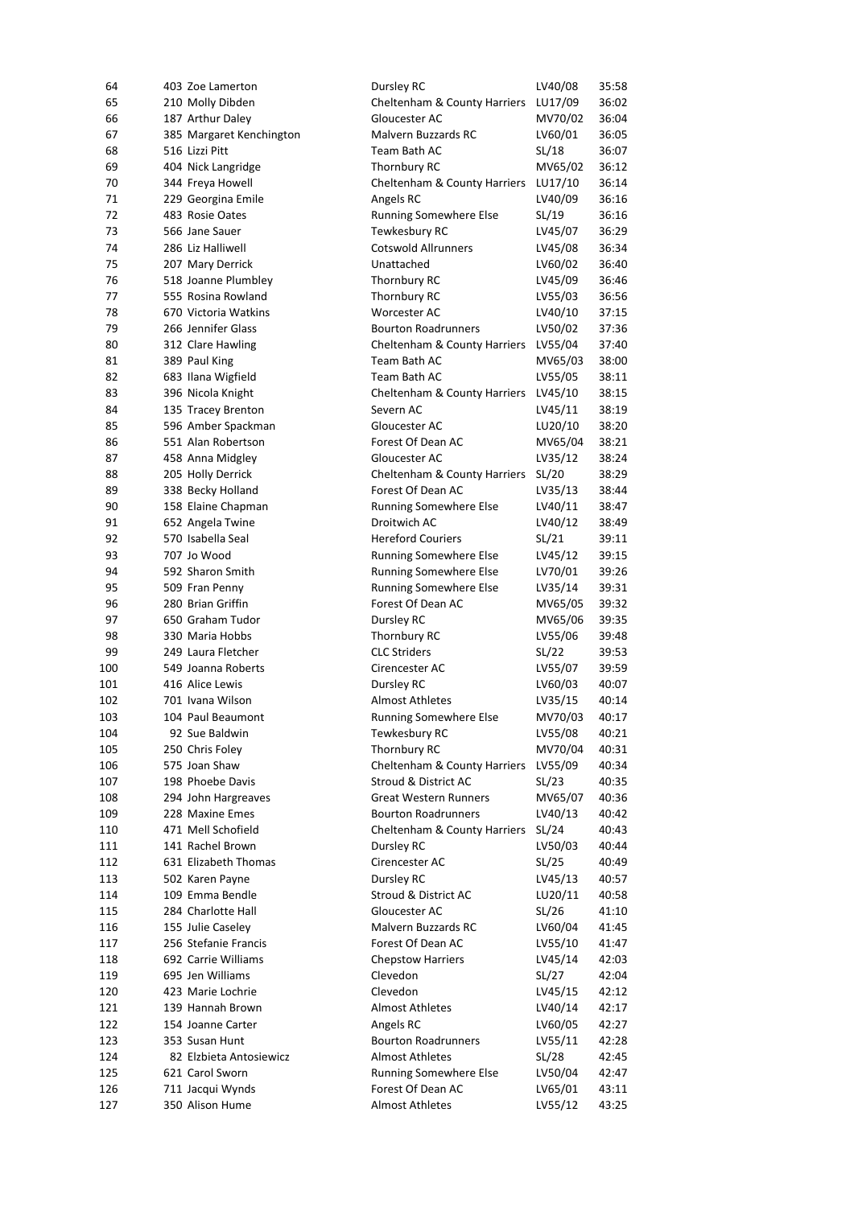| | | | | | |
|---|---|---|---|---|---|
| 64 | 403 | Zoe Lamerton | Dursley RC | LV40/08 | 35:58 |
| 65 | 210 | Molly Dibden | Cheltenham & County Harriers | LU17/09 | 36:02 |
| 66 | 187 | Arthur Daley | Gloucester AC | MV70/02 | 36:04 |
| 67 | 385 | Margaret Kenchington | Malvern Buzzards RC | LV60/01 | 36:05 |
| 68 | 516 | Lizzi Pitt | Team Bath AC | SL/18 | 36:07 |
| 69 | 404 | Nick Langridge | Thornbury RC | MV65/02 | 36:12 |
| 70 | 344 | Freya Howell | Cheltenham & County Harriers | LU17/10 | 36:14 |
| 71 | 229 | Georgina Emile | Angels RC | LV40/09 | 36:16 |
| 72 | 483 | Rosie Oates | Running Somewhere Else | SL/19 | 36:16 |
| 73 | 566 | Jane Sauer | Tewkesbury RC | LV45/07 | 36:29 |
| 74 | 286 | Liz Halliwell | Cotswold Allrunners | LV45/08 | 36:34 |
| 75 | 207 | Mary Derrick | Unattached | LV60/02 | 36:40 |
| 76 | 518 | Joanne Plumbley | Thornbury RC | LV45/09 | 36:46 |
| 77 | 555 | Rosina Rowland | Thornbury RC | LV55/03 | 36:56 |
| 78 | 670 | Victoria Watkins | Worcester AC | LV40/10 | 37:15 |
| 79 | 266 | Jennifer Glass | Bourton Roadrunners | LV50/02 | 37:36 |
| 80 | 312 | Clare Hawling | Cheltenham & County Harriers | LV55/04 | 37:40 |
| 81 | 389 | Paul King | Team Bath AC | MV65/03 | 38:00 |
| 82 | 683 | Ilana Wigfield | Team Bath AC | LV55/05 | 38:11 |
| 83 | 396 | Nicola Knight | Cheltenham & County Harriers | LV45/10 | 38:15 |
| 84 | 135 | Tracey Brenton | Severn AC | LV45/11 | 38:19 |
| 85 | 596 | Amber Spackman | Gloucester AC | LU20/10 | 38:20 |
| 86 | 551 | Alan Robertson | Forest Of Dean AC | MV65/04 | 38:21 |
| 87 | 458 | Anna Midgley | Gloucester AC | LV35/12 | 38:24 |
| 88 | 205 | Holly Derrick | Cheltenham & County Harriers | SL/20 | 38:29 |
| 89 | 338 | Becky Holland | Forest Of Dean AC | LV35/13 | 38:44 |
| 90 | 158 | Elaine Chapman | Running Somewhere Else | LV40/11 | 38:47 |
| 91 | 652 | Angela Twine | Droitwich AC | LV40/12 | 38:49 |
| 92 | 570 | Isabella Seal | Hereford Couriers | SL/21 | 39:11 |
| 93 | 707 | Jo Wood | Running Somewhere Else | LV45/12 | 39:15 |
| 94 | 592 | Sharon Smith | Running Somewhere Else | LV70/01 | 39:26 |
| 95 | 509 | Fran Penny | Running Somewhere Else | LV35/14 | 39:31 |
| 96 | 280 | Brian Griffin | Forest Of Dean AC | MV65/05 | 39:32 |
| 97 | 650 | Graham Tudor | Dursley RC | MV65/06 | 39:35 |
| 98 | 330 | Maria Hobbs | Thornbury RC | LV55/06 | 39:48 |
| 99 | 249 | Laura Fletcher | CLC Striders | SL/22 | 39:53 |
| 100 | 549 | Joanna Roberts | Cirencester AC | LV55/07 | 39:59 |
| 101 | 416 | Alice Lewis | Dursley RC | LV60/03 | 40:07 |
| 102 | 701 | Ivana Wilson | Almost Athletes | LV35/15 | 40:14 |
| 103 | 104 | Paul Beaumont | Running Somewhere Else | MV70/03 | 40:17 |
| 104 | 92 | Sue Baldwin | Tewkesbury RC | LV55/08 | 40:21 |
| 105 | 250 | Chris Foley | Thornbury RC | MV70/04 | 40:31 |
| 106 | 575 | Joan Shaw | Cheltenham & County Harriers | LV55/09 | 40:34 |
| 107 | 198 | Phoebe Davis | Stroud & District AC | SL/23 | 40:35 |
| 108 | 294 | John Hargreaves | Great Western Runners | MV65/07 | 40:36 |
| 109 | 228 | Maxine Emes | Bourton Roadrunners | LV40/13 | 40:42 |
| 110 | 471 | Mell Schofield | Cheltenham & County Harriers | SL/24 | 40:43 |
| 111 | 141 | Rachel Brown | Dursley RC | LV50/03 | 40:44 |
| 112 | 631 | Elizabeth Thomas | Cirencester AC | SL/25 | 40:49 |
| 113 | 502 | Karen Payne | Dursley RC | LV45/13 | 40:57 |
| 114 | 109 | Emma Bendle | Stroud & District AC | LU20/11 | 40:58 |
| 115 | 284 | Charlotte Hall | Gloucester AC | SL/26 | 41:10 |
| 116 | 155 | Julie Caseley | Malvern Buzzards RC | LV60/04 | 41:45 |
| 117 | 256 | Stefanie Francis | Forest Of Dean AC | LV55/10 | 41:47 |
| 118 | 692 | Carrie Williams | Chepstow Harriers | LV45/14 | 42:03 |
| 119 | 695 | Jen Williams | Clevedon | SL/27 | 42:04 |
| 120 | 423 | Marie Lochrie | Clevedon | LV45/15 | 42:12 |
| 121 | 139 | Hannah Brown | Almost Athletes | LV40/14 | 42:17 |
| 122 | 154 | Joanne Carter | Angels RC | LV60/05 | 42:27 |
| 123 | 353 | Susan Hunt | Bourton Roadrunners | LV55/11 | 42:28 |
| 124 | 82 | Elzbieta Antosiewicz | Almost Athletes | SL/28 | 42:45 |
| 125 | 621 | Carol Sworn | Running Somewhere Else | LV50/04 | 42:47 |
| 126 | 711 | Jacqui Wynds | Forest Of Dean AC | LV65/01 | 43:11 |
| 127 | 350 | Alison Hume | Almost Athletes | LV55/12 | 43:25 |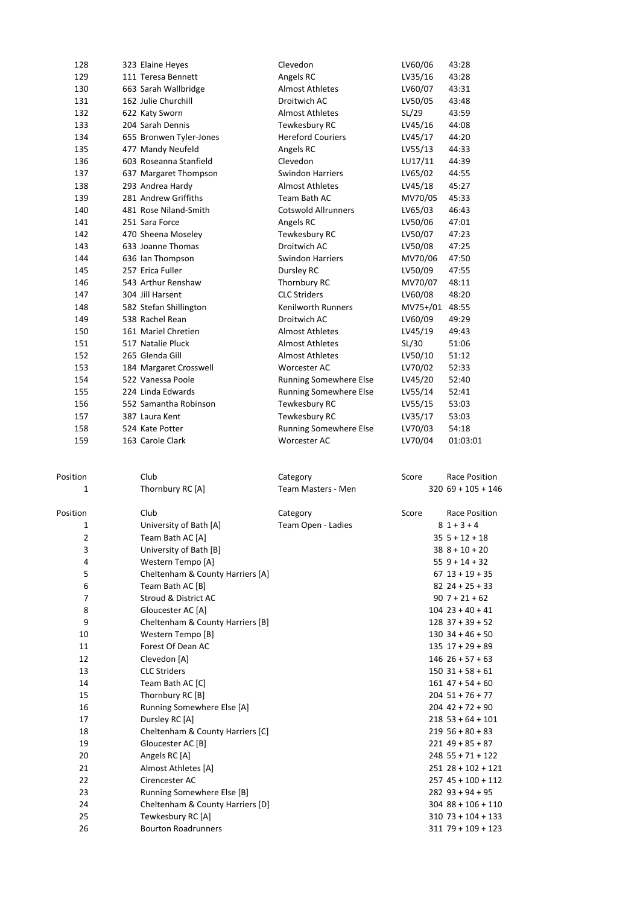| | | | | |
|---|---|---|---|---|
| 128 | 323 Elaine Heyes | Clevedon | LV60/06 | 43:28 |
| 129 | 111 Teresa Bennett | Angels RC | LV35/16 | 43:28 |
| 130 | 663 Sarah Wallbridge | Almost Athletes | LV60/07 | 43:31 |
| 131 | 162 Julie Churchill | Droitwich AC | LV50/05 | 43:48 |
| 132 | 622 Katy Sworn | Almost Athletes | SL/29 | 43:59 |
| 133 | 204 Sarah Dennis | Tewkesbury RC | LV45/16 | 44:08 |
| 134 | 655 Bronwen Tyler-Jones | Hereford Couriers | LV45/17 | 44:20 |
| 135 | 477 Mandy Neufeld | Angels RC | LV55/13 | 44:33 |
| 136 | 603 Roseanna Stanfield | Clevedon | LU17/11 | 44:39 |
| 137 | 637 Margaret Thompson | Swindon Harriers | LV65/02 | 44:55 |
| 138 | 293 Andrea Hardy | Almost Athletes | LV45/18 | 45:27 |
| 139 | 281 Andrew Griffiths | Team Bath AC | MV70/05 | 45:33 |
| 140 | 481 Rose Niland-Smith | Cotswold Allrunners | LV65/03 | 46:43 |
| 141 | 251 Sara Force | Angels RC | LV50/06 | 47:01 |
| 142 | 470 Sheena Moseley | Tewkesbury RC | LV50/07 | 47:23 |
| 143 | 633 Joanne Thomas | Droitwich AC | LV50/08 | 47:25 |
| 144 | 636 Ian Thompson | Swindon Harriers | MV70/06 | 47:50 |
| 145 | 257 Erica Fuller | Dursley RC | LV50/09 | 47:55 |
| 146 | 543 Arthur Renshaw | Thornbury RC | MV70/07 | 48:11 |
| 147 | 304 Jill Harsent | CLC Striders | LV60/08 | 48:20 |
| 148 | 582 Stefan Shillington | Kenilworth Runners | MV75+/01 | 48:55 |
| 149 | 538 Rachel Rean | Droitwich AC | LV60/09 | 49:29 |
| 150 | 161 Mariel Chretien | Almost Athletes | LV45/19 | 49:43 |
| 151 | 517 Natalie Pluck | Almost Athletes | SL/30 | 51:06 |
| 152 | 265 Glenda Gill | Almost Athletes | LV50/10 | 51:12 |
| 153 | 184 Margaret Crosswell | Worcester AC | LV70/02 | 52:33 |
| 154 | 522 Vanessa Poole | Running Somewhere Else | LV45/20 | 52:40 |
| 155 | 224 Linda Edwards | Running Somewhere Else | LV55/14 | 52:41 |
| 156 | 552 Samantha Robinson | Tewkesbury RC | LV55/15 | 53:03 |
| 157 | 387 Laura Kent | Tewkesbury RC | LV35/17 | 53:03 |
| 158 | 524 Kate Potter | Running Somewhere Else | LV70/03 | 54:18 |
| 159 | 163 Carole Clark | Worcester AC | LV70/04 | 01:03:01 |

| Position | Club | Category | Score | Race Position |
|---|---|---|---|---|
| 1 | Thornbury RC [A] | Team Masters - Men | 320 | 69 + 105 + 146 |

| Position | Club | Category | Score | Race Position |
|---|---|---|---|---|
| 1 | University of Bath [A] | Team Open - Ladies | 8 | 1 + 3 + 4 |
| 2 | Team Bath AC [A] | | 35 | 5 + 12 + 18 |
| 3 | University of Bath [B] | | 38 | 8 + 10 + 20 |
| 4 | Western Tempo [A] | | 55 | 9 + 14 + 32 |
| 5 | Cheltenham & County Harriers [A] | | 67 | 13 + 19 + 35 |
| 6 | Team Bath AC [B] | | 82 | 24 + 25 + 33 |
| 7 | Stroud & District AC | | 90 | 7 + 21 + 62 |
| 8 | Gloucester AC [A] | | 104 | 23 + 40 + 41 |
| 9 | Cheltenham & County Harriers [B] | | 128 | 37 + 39 + 52 |
| 10 | Western Tempo [B] | | 130 | 34 + 46 + 50 |
| 11 | Forest Of Dean AC | | 135 | 17 + 29 + 89 |
| 12 | Clevedon [A] | | 146 | 26 + 57 + 63 |
| 13 | CLC Striders | | 150 | 31 + 58 + 61 |
| 14 | Team Bath AC [C] | | 161 | 47 + 54 + 60 |
| 15 | Thornbury RC [B] | | 204 | 51 + 76 + 77 |
| 16 | Running Somewhere Else [A] | | 204 | 42 + 72 + 90 |
| 17 | Dursley RC [A] | | 218 | 53 + 64 + 101 |
| 18 | Cheltenham & County Harriers [C] | | 219 | 56 + 80 + 83 |
| 19 | Gloucester AC [B] | | 221 | 49 + 85 + 87 |
| 20 | Angels RC [A] | | 248 | 55 + 71 + 122 |
| 21 | Almost Athletes [A] | | 251 | 28 + 102 + 121 |
| 22 | Cirencester AC | | 257 | 45 + 100 + 112 |
| 23 | Running Somewhere Else [B] | | 282 | 93 + 94 + 95 |
| 24 | Cheltenham & County Harriers [D] | | 304 | 88 + 106 + 110 |
| 25 | Tewkesbury RC [A] | | 310 | 73 + 104 + 133 |
| 26 | Bourton Roadrunners | | 311 | 79 + 109 + 123 |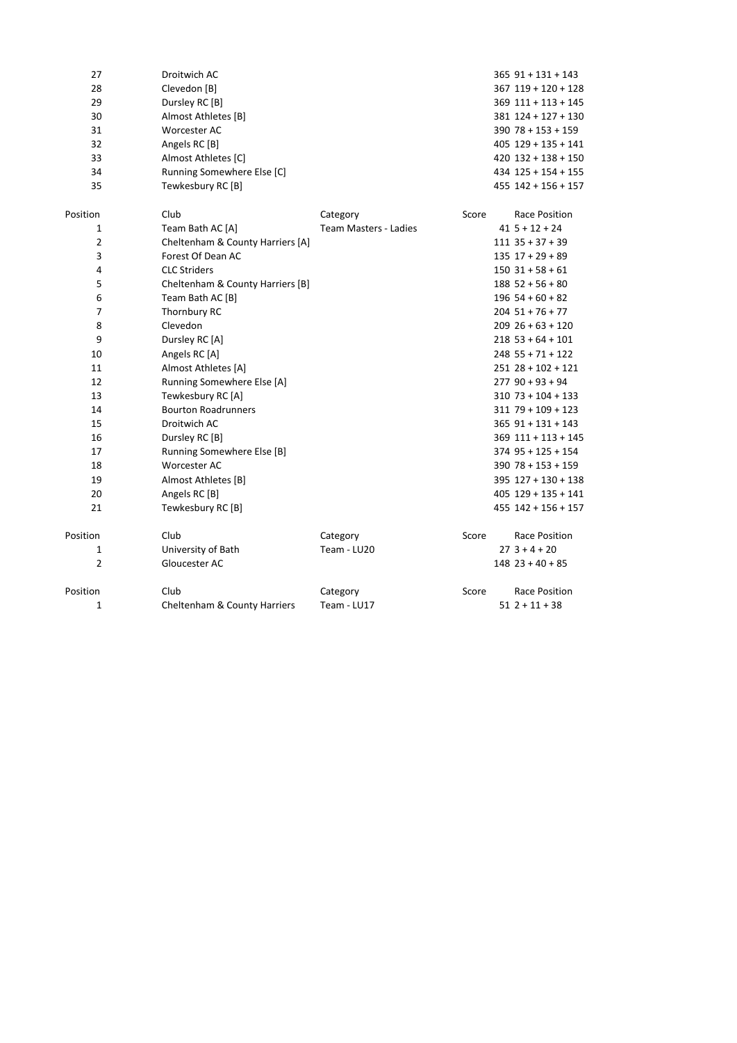| | | | | |
|---|---|---|---|---|
| 27 | Droitwich AC | | 365 | 91 + 131 + 143 |
| 28 | Clevedon [B] | | 367 | 119 + 120 + 128 |
| 29 | Dursley RC [B] | | 369 | 111 + 113 + 145 |
| 30 | Almost Athletes [B] | | 381 | 124 + 127 + 130 |
| 31 | Worcester AC | | 390 | 78 + 153 + 159 |
| 32 | Angels RC [B] | | 405 | 129 + 135 + 141 |
| 33 | Almost Athletes [C] | | 420 | 132 + 138 + 150 |
| 34 | Running Somewhere Else [C] | | 434 | 125 + 154 + 155 |
| 35 | Tewkesbury RC [B] | | 455 | 142 + 156 + 157 |

| Position | Club | Category | Score | Race Position |
|---|---|---|---|---|
| 1 | Team Bath AC [A] | Team Masters - Ladies | 41 | 5 + 12 + 24 |
| 2 | Cheltenham & County Harriers [A] | | 111 | 35 + 37 + 39 |
| 3 | Forest Of Dean AC | | 135 | 17 + 29 + 89 |
| 4 | CLC Striders | | 150 | 31 + 58 + 61 |
| 5 | Cheltenham & County Harriers [B] | | 188 | 52 + 56 + 80 |
| 6 | Team Bath AC [B] | | 196 | 54 + 60 + 82 |
| 7 | Thornbury RC | | 204 | 51 + 76 + 77 |
| 8 | Clevedon | | 209 | 26 + 63 + 120 |
| 9 | Dursley RC [A] | | 218 | 53 + 64 + 101 |
| 10 | Angels RC [A] | | 248 | 55 + 71 + 122 |
| 11 | Almost Athletes [A] | | 251 | 28 + 102 + 121 |
| 12 | Running Somewhere Else [A] | | 277 | 90 + 93 + 94 |
| 13 | Tewkesbury RC [A] | | 310 | 73 + 104 + 133 |
| 14 | Bourton Roadrunners | | 311 | 79 + 109 + 123 |
| 15 | Droitwich AC | | 365 | 91 + 131 + 143 |
| 16 | Dursley RC [B] | | 369 | 111 + 113 + 145 |
| 17 | Running Somewhere Else [B] | | 374 | 95 + 125 + 154 |
| 18 | Worcester AC | | 390 | 78 + 153 + 159 |
| 19 | Almost Athletes [B] | | 395 | 127 + 130 + 138 |
| 20 | Angels RC [B] | | 405 | 129 + 135 + 141 |
| 21 | Tewkesbury RC [B] | | 455 | 142 + 156 + 157 |

| Position | Club | Category | Score | Race Position |
|---|---|---|---|---|
| 1 | University of Bath | Team - LU20 | 27 | 3 + 4 + 20 |
| 2 | Gloucester AC | | 148 | 23 + 40 + 85 |

| Position | Club | Category | Score | Race Position |
|---|---|---|---|---|
| 1 | Cheltenham & County Harriers | Team - LU17 | 51 | 2 + 11 + 38 |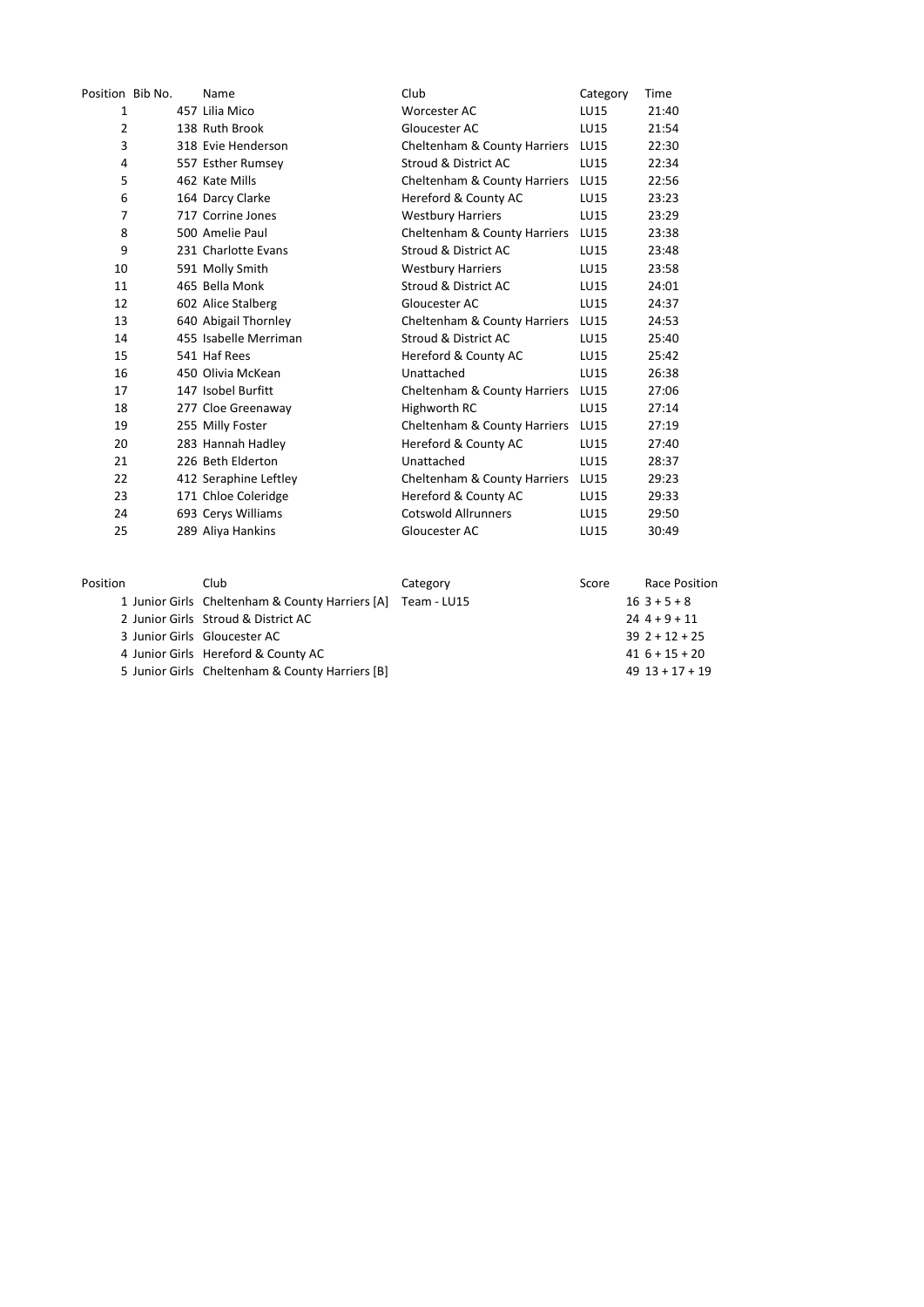| Position | Bib No. | Name | Club | Category | Time |
|---|---|---|---|---|---|
| 1 | 457 | Lilia Mico | Worcester AC | LU15 | 21:40 |
| 2 | 138 | Ruth Brook | Gloucester AC | LU15 | 21:54 |
| 3 | 318 | Evie Henderson | Cheltenham & County Harriers | LU15 | 22:30 |
| 4 | 557 | Esther Rumsey | Stroud & District AC | LU15 | 22:34 |
| 5 | 462 | Kate Mills | Cheltenham & County Harriers | LU15 | 22:56 |
| 6 | 164 | Darcy Clarke | Hereford & County AC | LU15 | 23:23 |
| 7 | 717 | Corrine Jones | Westbury Harriers | LU15 | 23:29 |
| 8 | 500 | Amelie Paul | Cheltenham & County Harriers | LU15 | 23:38 |
| 9 | 231 | Charlotte Evans | Stroud & District AC | LU15 | 23:48 |
| 10 | 591 | Molly Smith | Westbury Harriers | LU15 | 23:58 |
| 11 | 465 | Bella Monk | Stroud & District AC | LU15 | 24:01 |
| 12 | 602 | Alice Stalberg | Gloucester AC | LU15 | 24:37 |
| 13 | 640 | Abigail Thornley | Cheltenham & County Harriers | LU15 | 24:53 |
| 14 | 455 | Isabelle Merriman | Stroud & District AC | LU15 | 25:40 |
| 15 | 541 | Haf Rees | Hereford & County AC | LU15 | 25:42 |
| 16 | 450 | Olivia McKean | Unattached | LU15 | 26:38 |
| 17 | 147 | Isobel Burfitt | Cheltenham & County Harriers | LU15 | 27:06 |
| 18 | 277 | Cloe Greenaway | Highworth RC | LU15 | 27:14 |
| 19 | 255 | Milly Foster | Cheltenham & County Harriers | LU15 | 27:19 |
| 20 | 283 | Hannah Hadley | Hereford & County AC | LU15 | 27:40 |
| 21 | 226 | Beth Elderton | Unattached | LU15 | 28:37 |
| 22 | 412 | Seraphine Leftley | Cheltenham & County Harriers | LU15 | 29:23 |
| 23 | 171 | Chloe Coleridge | Hereford & County AC | LU15 | 29:33 |
| 24 | 693 | Cerys Williams | Cotswold Allrunners | LU15 | 29:50 |
| 25 | 289 | Aliya Hankins | Gloucester AC | LU15 | 30:49 |

| Position | | Club | Category | Score | Race Position |
|---|---|---|---|---|---|
| 1 | Junior Girls | Cheltenham & County Harriers [A] | Team - LU15 | 16 | 3 + 5 + 8 |
| 2 | Junior Girls | Stroud & District AC | | 24 | 4 + 9 + 11 |
| 3 | Junior Girls | Gloucester AC | | 39 | 2 + 12 + 25 |
| 4 | Junior Girls | Hereford & County AC | | 41 | 6 + 15 + 20 |
| 5 | Junior Girls | Cheltenham & County Harriers [B] | | 49 | 13 + 17 + 19 |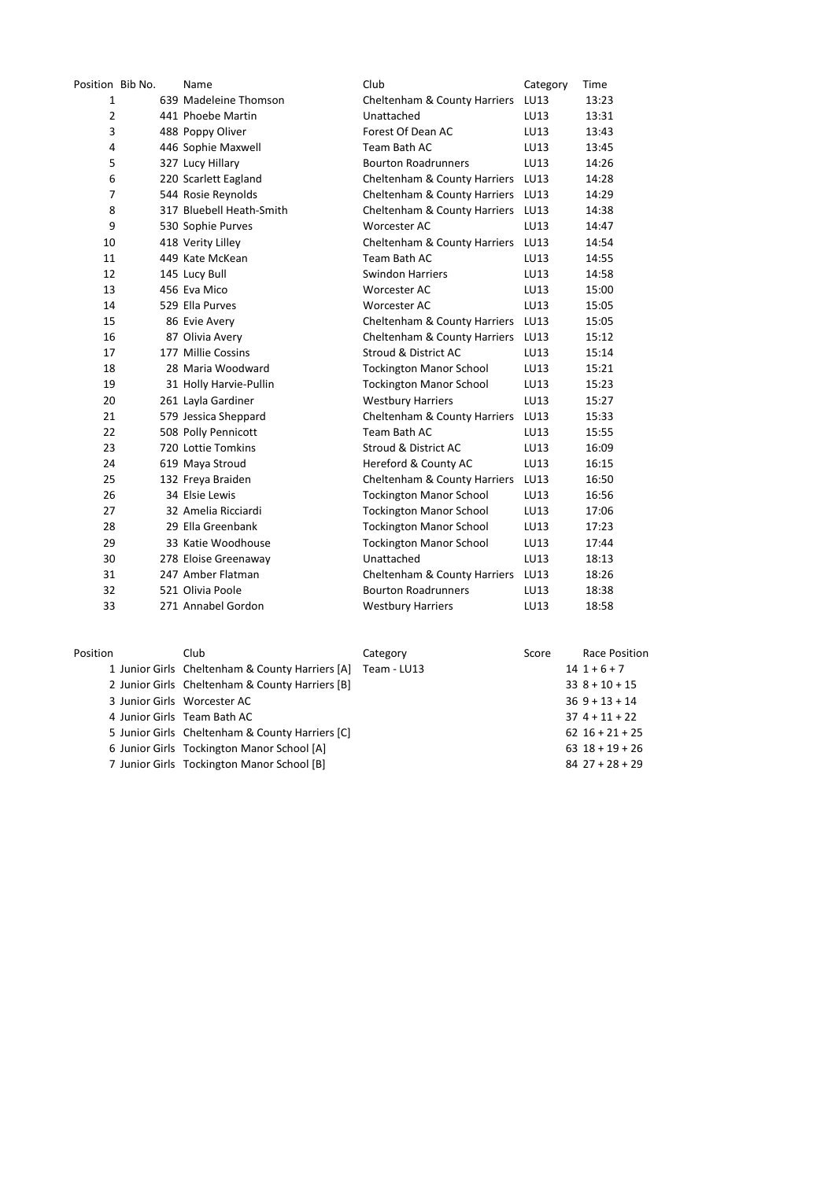| Position | Bib No. | Name | Club | Category | Time |
|---|---|---|---|---|---|
| 1 | 639 | Madeleine Thomson | Cheltenham & County Harriers | LU13 | 13:23 |
| 2 | 441 | Phoebe Martin | Unattached | LU13 | 13:31 |
| 3 | 488 | Poppy Oliver | Forest Of Dean AC | LU13 | 13:43 |
| 4 | 446 | Sophie Maxwell | Team Bath AC | LU13 | 13:45 |
| 5 | 327 | Lucy Hillary | Bourton Roadrunners | LU13 | 14:26 |
| 6 | 220 | Scarlett Eagland | Cheltenham & County Harriers | LU13 | 14:28 |
| 7 | 544 | Rosie Reynolds | Cheltenham & County Harriers | LU13 | 14:29 |
| 8 | 317 | Bluebell Heath-Smith | Cheltenham & County Harriers | LU13 | 14:38 |
| 9 | 530 | Sophie Purves | Worcester AC | LU13 | 14:47 |
| 10 | 418 | Verity Lilley | Cheltenham & County Harriers | LU13 | 14:54 |
| 11 | 449 | Kate McKean | Team Bath AC | LU13 | 14:55 |
| 12 | 145 | Lucy Bull | Swindon Harriers | LU13 | 14:58 |
| 13 | 456 | Eva Mico | Worcester AC | LU13 | 15:00 |
| 14 | 529 | Ella Purves | Worcester AC | LU13 | 15:05 |
| 15 | 86 | Evie Avery | Cheltenham & County Harriers | LU13 | 15:05 |
| 16 | 87 | Olivia Avery | Cheltenham & County Harriers | LU13 | 15:12 |
| 17 | 177 | Millie Cossins | Stroud & District AC | LU13 | 15:14 |
| 18 | 28 | Maria Woodward | Tockington Manor School | LU13 | 15:21 |
| 19 | 31 | Holly Harvie-Pullin | Tockington Manor School | LU13 | 15:23 |
| 20 | 261 | Layla Gardiner | Westbury Harriers | LU13 | 15:27 |
| 21 | 579 | Jessica Sheppard | Cheltenham & County Harriers | LU13 | 15:33 |
| 22 | 508 | Polly Pennicott | Team Bath AC | LU13 | 15:55 |
| 23 | 720 | Lottie Tomkins | Stroud & District AC | LU13 | 16:09 |
| 24 | 619 | Maya Stroud | Hereford & County AC | LU13 | 16:15 |
| 25 | 132 | Freya Braiden | Cheltenham & County Harriers | LU13 | 16:50 |
| 26 | 34 | Elsie Lewis | Tockington Manor School | LU13 | 16:56 |
| 27 | 32 | Amelia Ricciardi | Tockington Manor School | LU13 | 17:06 |
| 28 | 29 | Ella Greenbank | Tockington Manor School | LU13 | 17:23 |
| 29 | 33 | Katie Woodhouse | Tockington Manor School | LU13 | 17:44 |
| 30 | 278 | Eloise Greenaway | Unattached | LU13 | 18:13 |
| 31 | 247 | Amber Flatman | Cheltenham & County Harriers | LU13 | 18:26 |
| 32 | 521 | Olivia Poole | Bourton Roadrunners | LU13 | 18:38 |
| 33 | 271 | Annabel Gordon | Westbury Harriers | LU13 | 18:58 |

| Position | | Club | Category | Score | Race Position |
|---|---|---|---|---|---|
| 1 | Junior Girls | Cheltenham & County Harriers [A] | Team - LU13 | 14 | 1 + 6 + 7 |
| 2 | Junior Girls | Cheltenham & County Harriers [B] | | 33 | 8 + 10 + 15 |
| 3 | Junior Girls | Worcester AC | | 36 | 9 + 13 + 14 |
| 4 | Junior Girls | Team Bath AC | | 37 | 4 + 11 + 22 |
| 5 | Junior Girls | Cheltenham & County Harriers [C] | | 62 | 16 + 21 + 25 |
| 6 | Junior Girls | Tockington Manor School [A] | | 63 | 18 + 19 + 26 |
| 7 | Junior Girls | Tockington Manor School [B] | | 84 | 27 + 28 + 29 |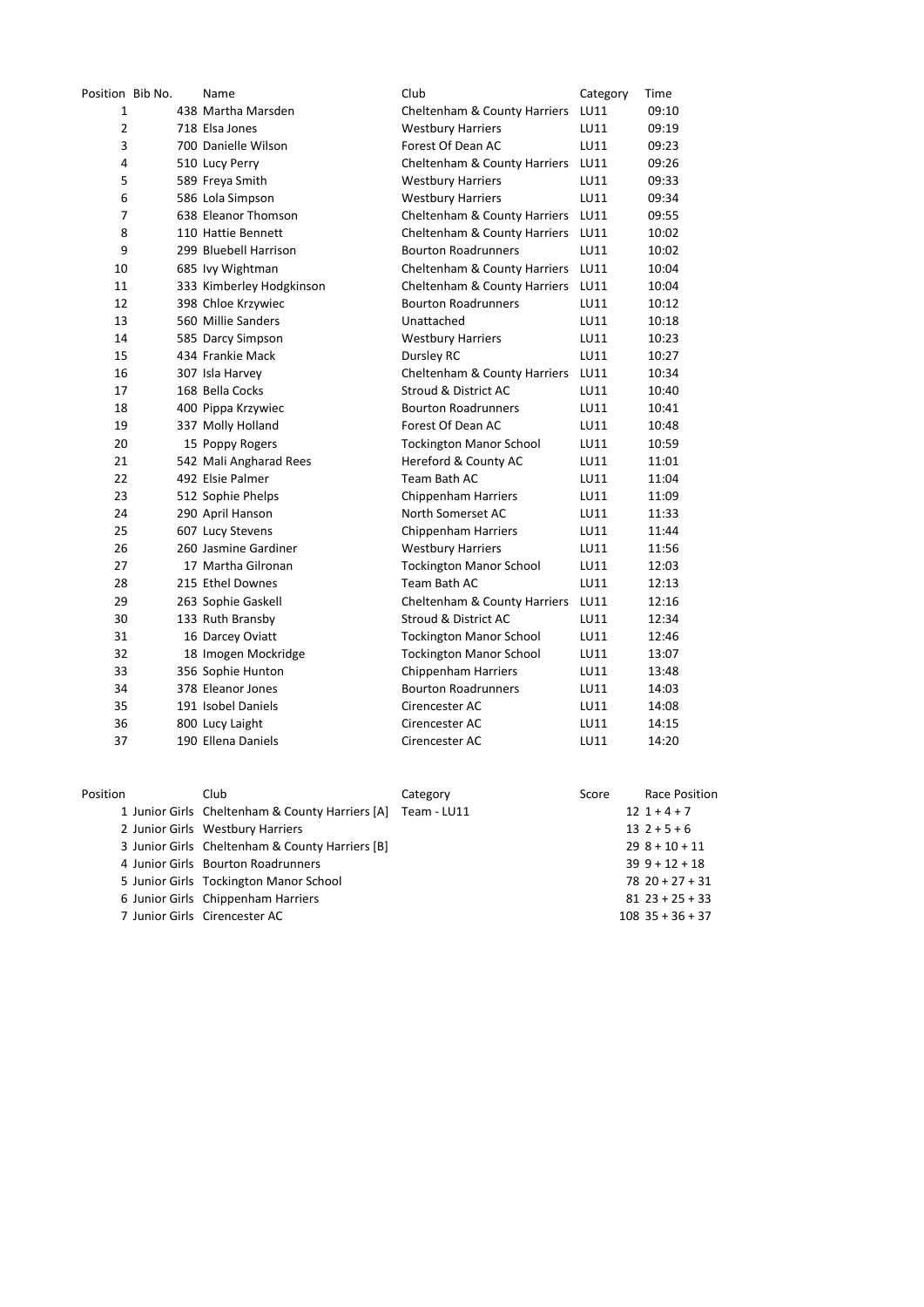| Position | Bib No. | Name | Club | Category | Time |
|---|---|---|---|---|---|
| 1 | 438 | Martha Marsden | Cheltenham & County Harriers | LU11 | 09:10 |
| 2 | 718 | Elsa Jones | Westbury Harriers | LU11 | 09:19 |
| 3 | 700 | Danielle Wilson | Forest Of Dean AC | LU11 | 09:23 |
| 4 | 510 | Lucy Perry | Cheltenham & County Harriers | LU11 | 09:26 |
| 5 | 589 | Freya Smith | Westbury Harriers | LU11 | 09:33 |
| 6 | 586 | Lola Simpson | Westbury Harriers | LU11 | 09:34 |
| 7 | 638 | Eleanor Thomson | Cheltenham & County Harriers | LU11 | 09:55 |
| 8 | 110 | Hattie Bennett | Cheltenham & County Harriers | LU11 | 10:02 |
| 9 | 299 | Bluebell Harrison | Bourton Roadrunners | LU11 | 10:02 |
| 10 | 685 | Ivy Wightman | Cheltenham & County Harriers | LU11 | 10:04 |
| 11 | 333 | Kimberley Hodgkinson | Cheltenham & County Harriers | LU11 | 10:04 |
| 12 | 398 | Chloe Krzywiec | Bourton Roadrunners | LU11 | 10:12 |
| 13 | 560 | Millie Sanders | Unattached | LU11 | 10:18 |
| 14 | 585 | Darcy Simpson | Westbury Harriers | LU11 | 10:23 |
| 15 | 434 | Frankie Mack | Dursley RC | LU11 | 10:27 |
| 16 | 307 | Isla Harvey | Cheltenham & County Harriers | LU11 | 10:34 |
| 17 | 168 | Bella Cocks | Stroud & District AC | LU11 | 10:40 |
| 18 | 400 | Pippa Krzywiec | Bourton Roadrunners | LU11 | 10:41 |
| 19 | 337 | Molly Holland | Forest Of Dean AC | LU11 | 10:48 |
| 20 | 15 | Poppy Rogers | Tockington Manor School | LU11 | 10:59 |
| 21 | 542 | Mali Angharad Rees | Hereford & County AC | LU11 | 11:01 |
| 22 | 492 | Elsie Palmer | Team Bath AC | LU11 | 11:04 |
| 23 | 512 | Sophie Phelps | Chippenham Harriers | LU11 | 11:09 |
| 24 | 290 | April Hanson | North Somerset AC | LU11 | 11:33 |
| 25 | 607 | Lucy Stevens | Chippenham Harriers | LU11 | 11:44 |
| 26 | 260 | Jasmine Gardiner | Westbury Harriers | LU11 | 11:56 |
| 27 | 17 | Martha Gilronan | Tockington Manor School | LU11 | 12:03 |
| 28 | 215 | Ethel Downes | Team Bath AC | LU11 | 12:13 |
| 29 | 263 | Sophie Gaskell | Cheltenham & County Harriers | LU11 | 12:16 |
| 30 | 133 | Ruth Bransby | Stroud & District AC | LU11 | 12:34 |
| 31 | 16 | Darcey Oviatt | Tockington Manor School | LU11 | 12:46 |
| 32 | 18 | Imogen Mockridge | Tockington Manor School | LU11 | 13:07 |
| 33 | 356 | Sophie Hunton | Chippenham Harriers | LU11 | 13:48 |
| 34 | 378 | Eleanor Jones | Bourton Roadrunners | LU11 | 14:03 |
| 35 | 191 | Isobel Daniels | Cirencester AC | LU11 | 14:08 |
| 36 | 800 | Lucy Laight | Cirencester AC | LU11 | 14:15 |
| 37 | 190 | Ellena Daniels | Cirencester AC | LU11 | 14:20 |

| Position | Club | Category | Score | Race Position |
|---|---|---|---|---|
| 1 Junior Girls | Cheltenham & County Harriers [A] | Team - LU11 | 12 | 1 + 4 + 7 |
| 2 Junior Girls | Westbury Harriers | | 13 | 2 + 5 + 6 |
| 3 Junior Girls | Cheltenham & County Harriers [B] | | 29 | 8 + 10 + 11 |
| 4 Junior Girls | Bourton Roadrunners | | 39 | 9 + 12 + 18 |
| 5 Junior Girls | Tockington Manor School | | 78 | 20 + 27 + 31 |
| 6 Junior Girls | Chippenham Harriers | | 81 | 23 + 25 + 33 |
| 7 Junior Girls | Cirencester AC | | 108 | 35 + 36 + 37 |